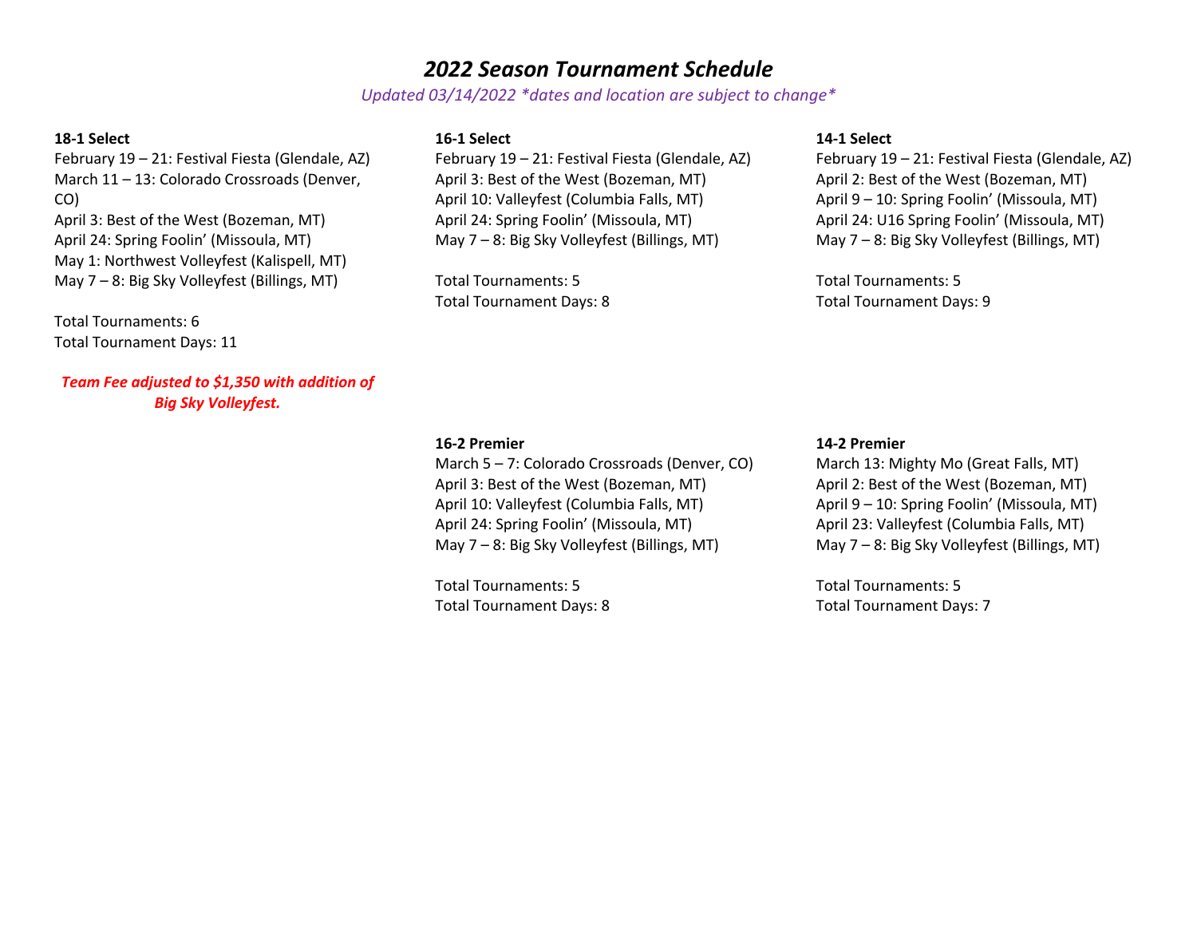# *2022 Season Tournament Schedule*

*Updated 03/14/2022 *dates and location are subject to change**

**18-1 Select**

February 19 – 21: Festival Fiesta (Glendale, AZ)
March 11 – 13: Colorado Crossroads (Denver, CO)
April 3: Best of the West (Bozeman, MT)
April 24: Spring Foolin' (Missoula, MT)
May 1: Northwest Volleyfest (Kalispell, MT)
May 7 – 8: Big Sky Volleyfest (Billings, MT)

Total Tournaments: 6
Total Tournament Days: 11

***Team Fee adjusted to $1,350 with addition of Big Sky Volleyfest.***

**16-1 Select**

February 19 – 21: Festival Fiesta (Glendale, AZ)
April 3: Best of the West (Bozeman, MT)
April 10: Valleyfest (Columbia Falls, MT)
April 24: Spring Foolin' (Missoula, MT)
May 7 – 8: Big Sky Volleyfest (Billings, MT)

Total Tournaments: 5
Total Tournament Days: 8

**14-1 Select**

February 19 – 21: Festival Fiesta (Glendale, AZ)
April 2: Best of the West (Bozeman, MT)
April 9 – 10: Spring Foolin' (Missoula, MT)
April 24: U16 Spring Foolin' (Missoula, MT)
May 7 – 8: Big Sky Volleyfest (Billings, MT)

Total Tournaments: 5
Total Tournament Days: 9

**16-2 Premier**

March 5 – 7: Colorado Crossroads (Denver, CO)
April 3: Best of the West (Bozeman, MT)
April 10: Valleyfest (Columbia Falls, MT)
April 24: Spring Foolin' (Missoula, MT)
May 7 – 8: Big Sky Volleyfest (Billings, MT)

Total Tournaments: 5
Total Tournament Days: 8

**14-2 Premier**

March 13: Mighty Mo (Great Falls, MT)
April 2: Best of the West (Bozeman, MT)
April 9 – 10: Spring Foolin' (Missoula, MT)
April 23: Valleyfest (Columbia Falls, MT)
May 7 – 8: Big Sky Volleyfest (Billings, MT)

Total Tournaments: 5
Total Tournament Days: 7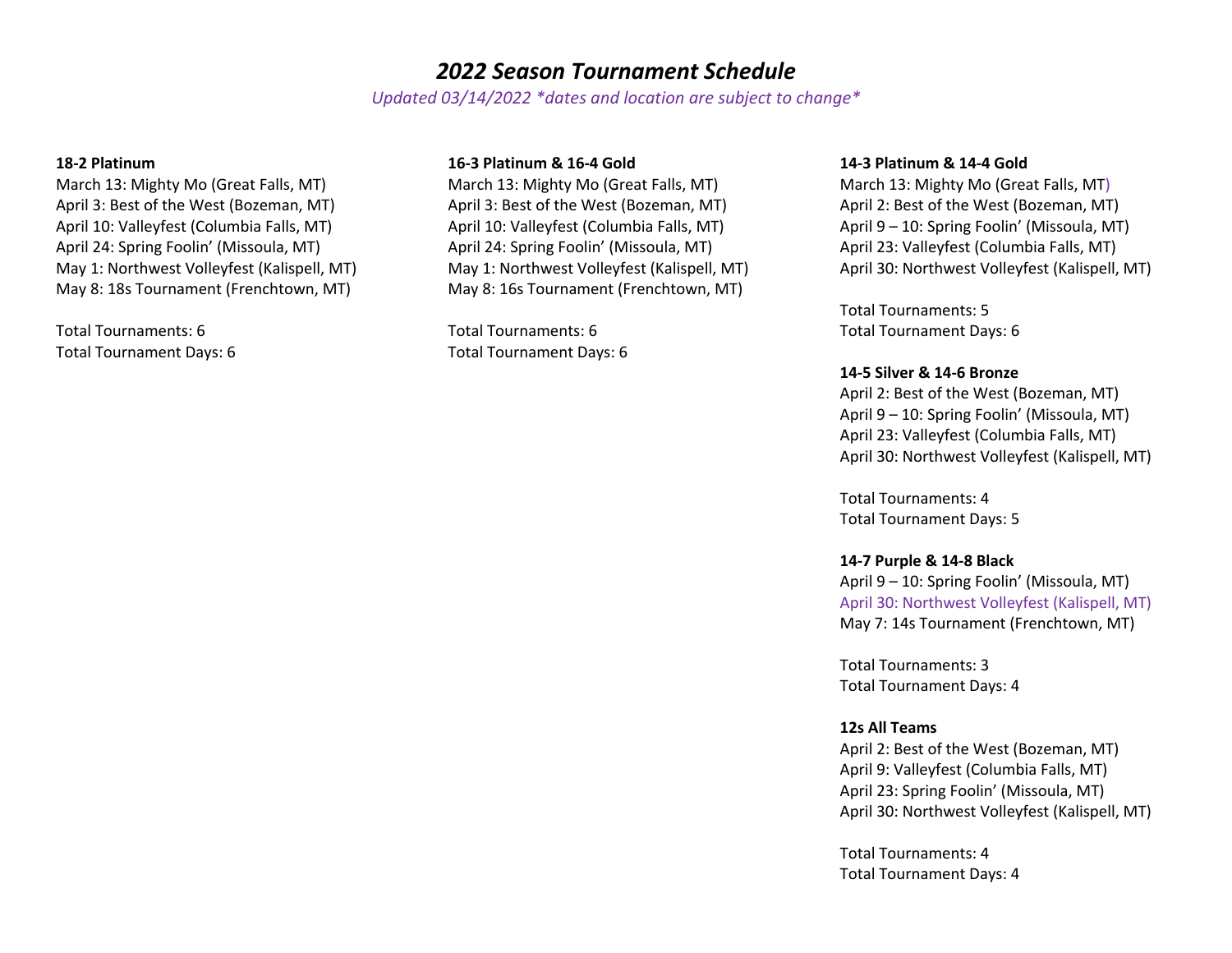# *2022 Season Tournament Schedule*

*Updated 03/14/2022 *dates and location are subject to change**

**18-2 Platinum**

March 13: Mighty Mo (Great Falls, MT)
April 3: Best of the West (Bozeman, MT)
April 10: Valleyfest (Columbia Falls, MT)
April 24: Spring Foolin' (Missoula, MT)
May 1: Northwest Volleyfest (Kalispell, MT)
May 8: 18s Tournament (Frenchtown, MT)

Total Tournaments: 6
Total Tournament Days: 6

**16-3 Platinum & 16-4 Gold**

March 13: Mighty Mo (Great Falls, MT)
April 3: Best of the West (Bozeman, MT)
April 10: Valleyfest (Columbia Falls, MT)
April 24: Spring Foolin' (Missoula, MT)
May 1: Northwest Volleyfest (Kalispell, MT)
May 8: 16s Tournament (Frenchtown, MT)

Total Tournaments: 6
Total Tournament Days: 6

**14-3 Platinum & 14-4 Gold**

March 13: Mighty Mo (Great Falls, MT)
April 2: Best of the West (Bozeman, MT)
April 9 – 10: Spring Foolin' (Missoula, MT)
April 23: Valleyfest (Columbia Falls, MT)
April 30: Northwest Volleyfest (Kalispell, MT)

Total Tournaments: 5
Total Tournament Days: 6

**14-5 Silver & 14-6 Bronze**

April 2: Best of the West (Bozeman, MT)
April 9 – 10: Spring Foolin' (Missoula, MT)
April 23: Valleyfest (Columbia Falls, MT)
April 30: Northwest Volleyfest (Kalispell, MT)

Total Tournaments: 4
Total Tournament Days: 5

**14-7 Purple & 14-8 Black**

April 9 – 10: Spring Foolin' (Missoula, MT)
April 30: Northwest Volleyfest (Kalispell, MT)
May 7: 14s Tournament (Frenchtown, MT)

Total Tournaments: 3
Total Tournament Days: 4

**12s All Teams**

April 2: Best of the West (Bozeman, MT)
April 9: Valleyfest (Columbia Falls, MT)
April 23: Spring Foolin' (Missoula, MT)
April 30: Northwest Volleyfest (Kalispell, MT)

Total Tournaments: 4
Total Tournament Days: 4